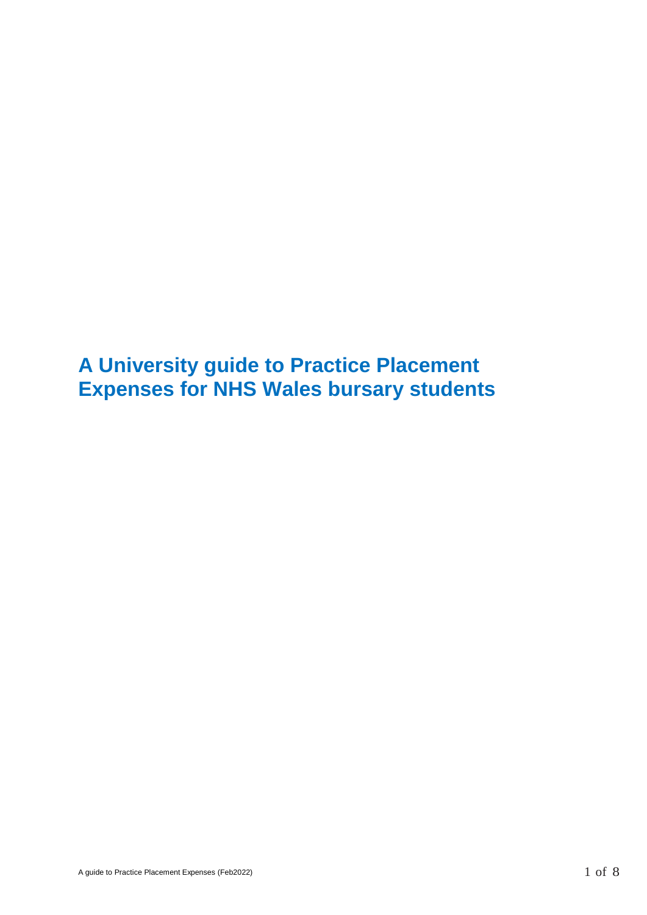# A University guide to Practice Placement Expenses for NHS Wales bursary students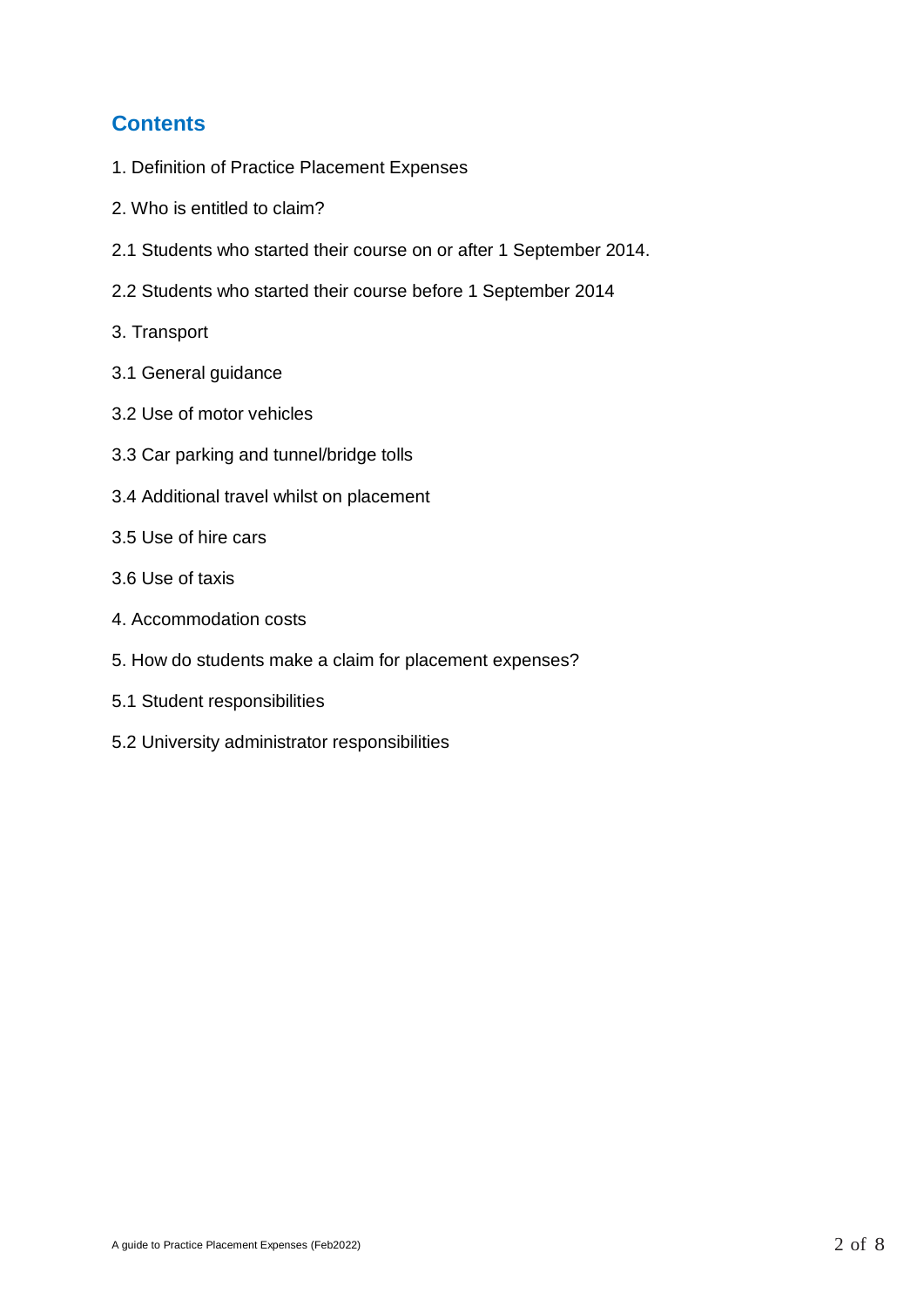## Contents

1. Definition of Practice Placement Expenses

2. Who is entitled to claim?

2.1 Students who started their course on or after 1 September 2014.

2.2 Students who started their course before 1 September 2014

3. Transport

3.1 General guidance

3.2 Use of motor vehicles

3.3 Car parking and tunnel/bridge tolls

3.4 Additional travel whilst on placement

3.5 Use of hire cars

3.6 Use of taxis

4. Accommodation costs

5. How do students make a claim for placement expenses?

5.1 Student responsibilities

5.2 University administrator responsibilities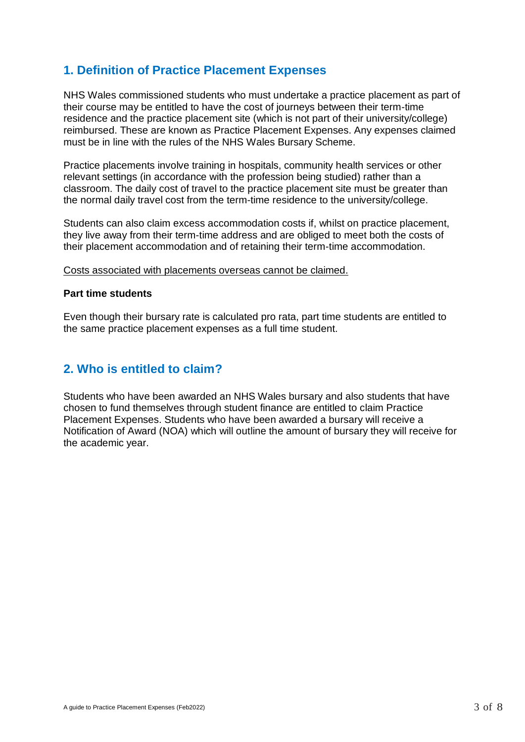## 1. Definition of Practice Placement Expenses

NHS Wales commissioned students who must undertake a practice placement as part of their course may be entitled to have the cost of journeys between their term-time residence and the practice placement site (which is not part of their university/college) reimbursed. These are known as Practice Placement Expenses. Any expenses claimed must be in line with the rules of the NHS Wales Bursary Scheme.

Practice placements involve training in hospitals, community health services or other relevant settings (in accordance with the profession being studied) rather than a classroom. The daily cost of travel to the practice placement site must be greater than the normal daily travel cost from the term-time residence to the university/college.

Students can also claim excess accommodation costs if, whilst on practice placement, they live away from their term-time address and are obliged to meet both the costs of their placement accommodation and of retaining their term-time accommodation.

<u>Costs associated with placements overseas cannot be claimed.</u>

**Part time students**

Even though their bursary rate is calculated pro rata, part time students are entitled to the same practice placement expenses as a full time student.

## 2. Who is entitled to claim?

Students who have been awarded an NHS Wales bursary and also students that have chosen to fund themselves through student finance are entitled to claim Practice Placement Expenses. Students who have been awarded a bursary will receive a Notification of Award (NOA) which will outline the amount of bursary they will receive for the academic year.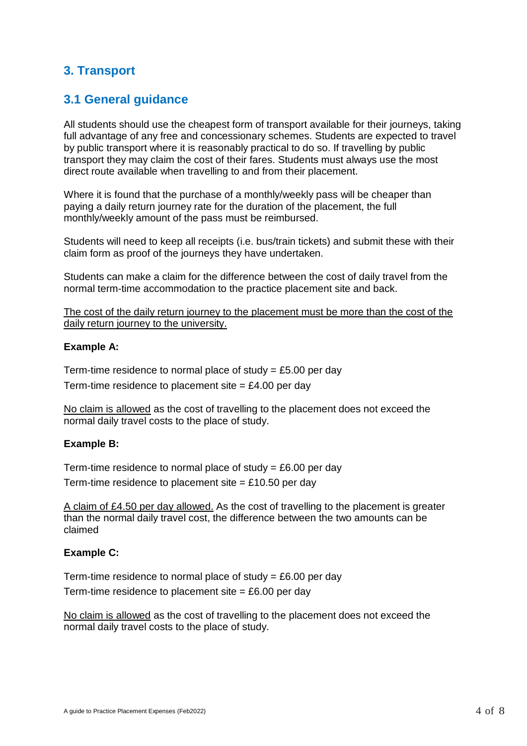## 3. Transport

### 3.1 General guidance

All students should use the cheapest form of transport available for their journeys, taking full advantage of any free and concessionary schemes. Students are expected to travel by public transport where it is reasonably practical to do so. If travelling by public transport they may claim the cost of their fares. Students must always use the most direct route available when travelling to and from their placement.

Where it is found that the purchase of a monthly/weekly pass will be cheaper than paying a daily return journey rate for the duration of the placement, the full monthly/weekly amount of the pass must be reimbursed.

Students will need to keep all receipts (i.e. bus/train tickets) and submit these with their claim form as proof of the journeys they have undertaken.

Students can make a claim for the difference between the cost of daily travel from the normal term-time accommodation to the practice placement site and back.

<u>The cost of the daily return journey to the placement must be more than the cost of the daily return journey to the university.</u>

**Example A:**

Term-time residence to normal place of study = £5.00 per day

Term-time residence to placement site = £4.00 per day

<u>No claim is allowed</u> as the cost of travelling to the placement does not exceed the normal daily travel costs to the place of study.

**Example B:**

Term-time residence to normal place of study = £6.00 per day

Term-time residence to placement site = £10.50 per day

<u>A claim of £4.50 per day allowed.</u> As the cost of travelling to the placement is greater than the normal daily travel cost, the difference between the two amounts can be claimed

**Example C:**

Term-time residence to normal place of study = £6.00 per day

Term-time residence to placement site = £6.00 per day

<u>No claim is allowed</u> as the cost of travelling to the placement does not exceed the normal daily travel costs to the place of study.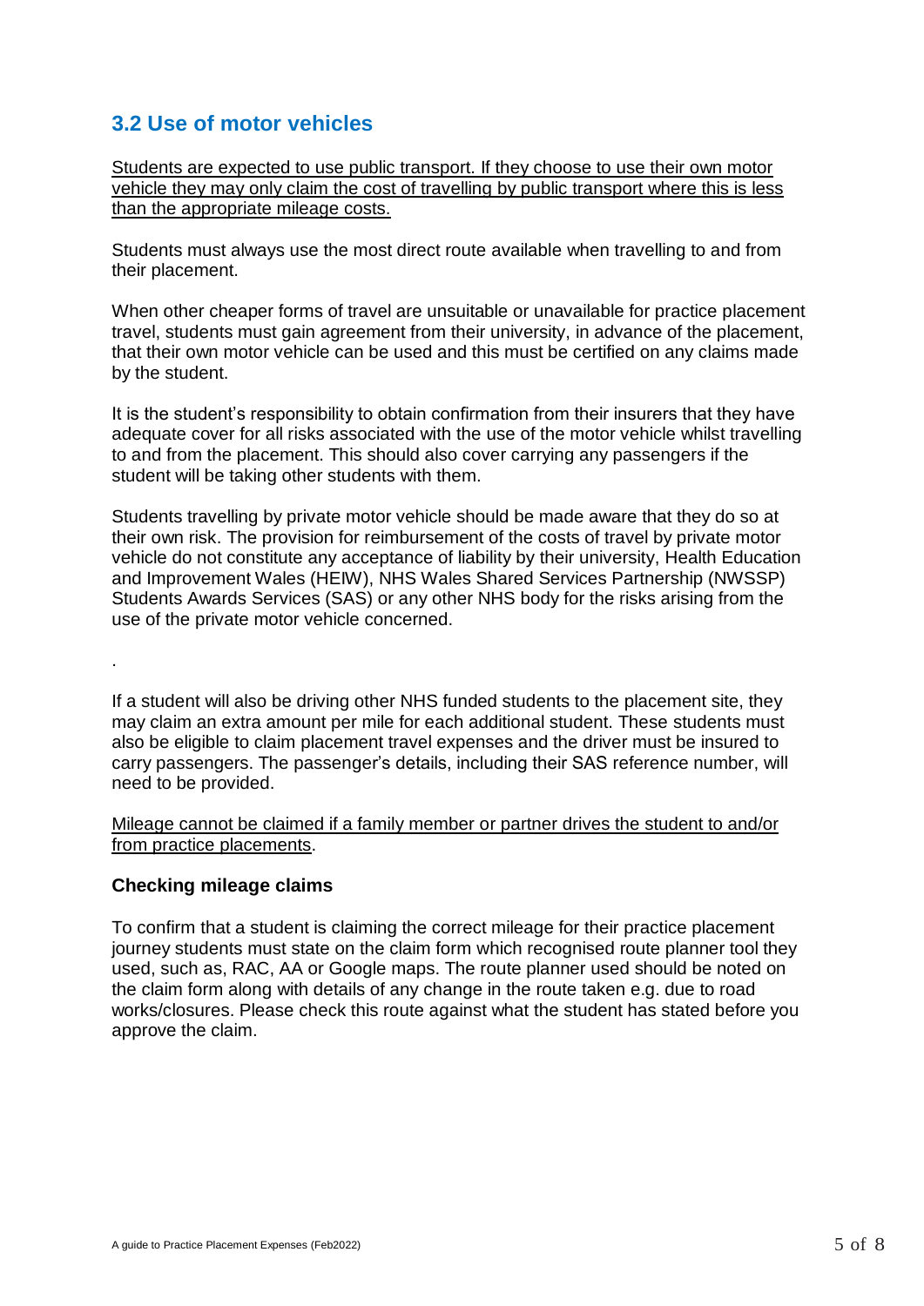## 3.2 Use of motor vehicles

Students are expected to use public transport. If they choose to use their own motor vehicle they may only claim the cost of travelling by public transport where this is less than the appropriate mileage costs.

Students must always use the most direct route available when travelling to and from their placement.

When other cheaper forms of travel are unsuitable or unavailable for practice placement travel, students must gain agreement from their university, in advance of the placement, that their own motor vehicle can be used and this must be certified on any claims made by the student.

It is the student's responsibility to obtain confirmation from their insurers that they have adequate cover for all risks associated with the use of the motor vehicle whilst travelling to and from the placement. This should also cover carrying any passengers if the student will be taking other students with them.

Students travelling by private motor vehicle should be made aware that they do so at their own risk. The provision for reimbursement of the costs of travel by private motor vehicle do not constitute any acceptance of liability by their university, Health Education and Improvement Wales (HEIW), NHS Wales Shared Services Partnership (NWSSP) Students Awards Services (SAS) or any other NHS body for the risks arising from the use of the private motor vehicle concerned.

.

If a student will also be driving other NHS funded students to the placement site, they may claim an extra amount per mile for each additional student. These students must also be eligible to claim placement travel expenses and the driver must be insured to carry passengers. The passenger's details, including their SAS reference number, will need to be provided.

Mileage cannot be claimed if a family member or partner drives the student to and/or from practice placements.

### Checking mileage claims

To confirm that a student is claiming the correct mileage for their practice placement journey students must state on the claim form which recognised route planner tool they used, such as, RAC, AA or Google maps. The route planner used should be noted on the claim form along with details of any change in the route taken e.g. due to road works/closures. Please check this route against what the student has stated before you approve the claim.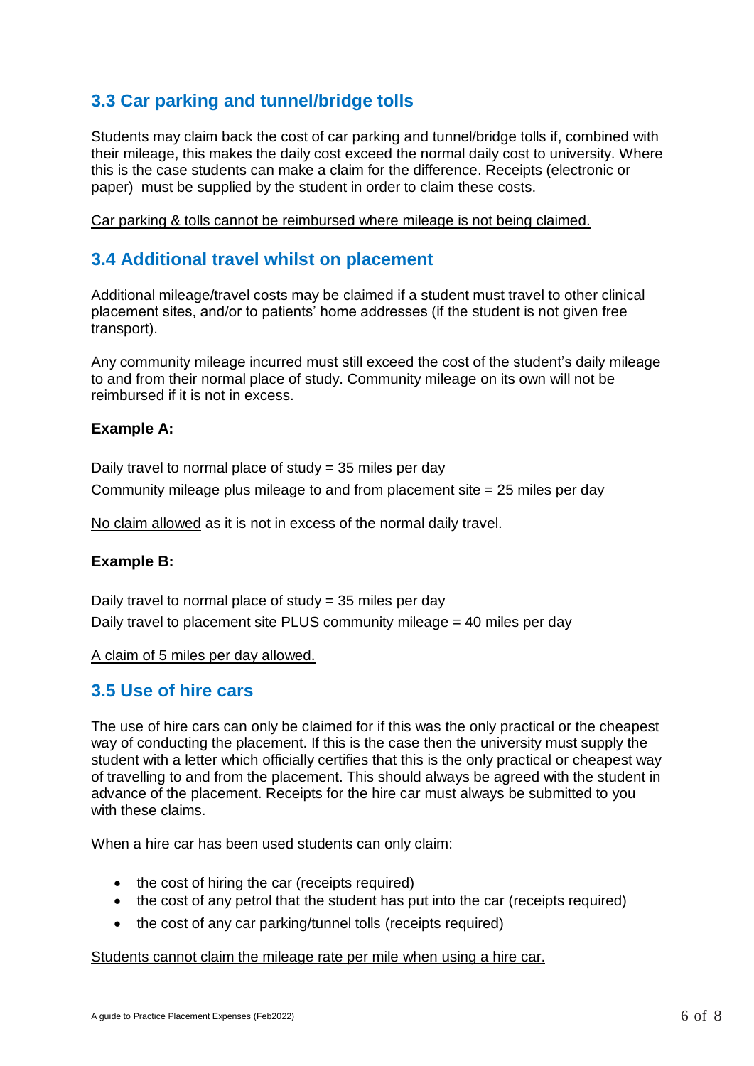## 3.3 Car parking and tunnel/bridge tolls

Students may claim back the cost of car parking and tunnel/bridge tolls if, combined with their mileage, this makes the daily cost exceed the normal daily cost to university. Where this is the case students can make a claim for the difference. Receipts (electronic or paper) must be supplied by the student in order to claim these costs.

<u>Car parking & tolls cannot be reimbursed where mileage is not being claimed.</u>

## 3.4 Additional travel whilst on placement

Additional mileage/travel costs may be claimed if a student must travel to other clinical placement sites, and/or to patients' home addresses (if the student is not given free transport).

Any community mileage incurred must still exceed the cost of the student's daily mileage to and from their normal place of study. Community mileage on its own will not be reimbursed if it is not in excess.

**Example A:**

Daily travel to normal place of study = 35 miles per day

Community mileage plus mileage to and from placement site = 25 miles per day

<u>No claim allowed</u> as it is not in excess of the normal daily travel.

**Example B:**

Daily travel to normal place of study = 35 miles per day

Daily travel to placement site PLUS community mileage = 40 miles per day

<u>A claim of 5 miles per day allowed.</u>

## 3.5 Use of hire cars

The use of hire cars can only be claimed for if this was the only practical or the cheapest way of conducting the placement. If this is the case then the university must supply the student with a letter which officially certifies that this is the only practical or cheapest way of travelling to and from the placement. This should always be agreed with the student in advance of the placement. Receipts for the hire car must always be submitted to you with these claims.

When a hire car has been used students can only claim:

- the cost of hiring the car (receipts required)
- the cost of any petrol that the student has put into the car (receipts required)
- the cost of any car parking/tunnel tolls (receipts required)

<u>Students cannot claim the mileage rate per mile when using a hire car.</u>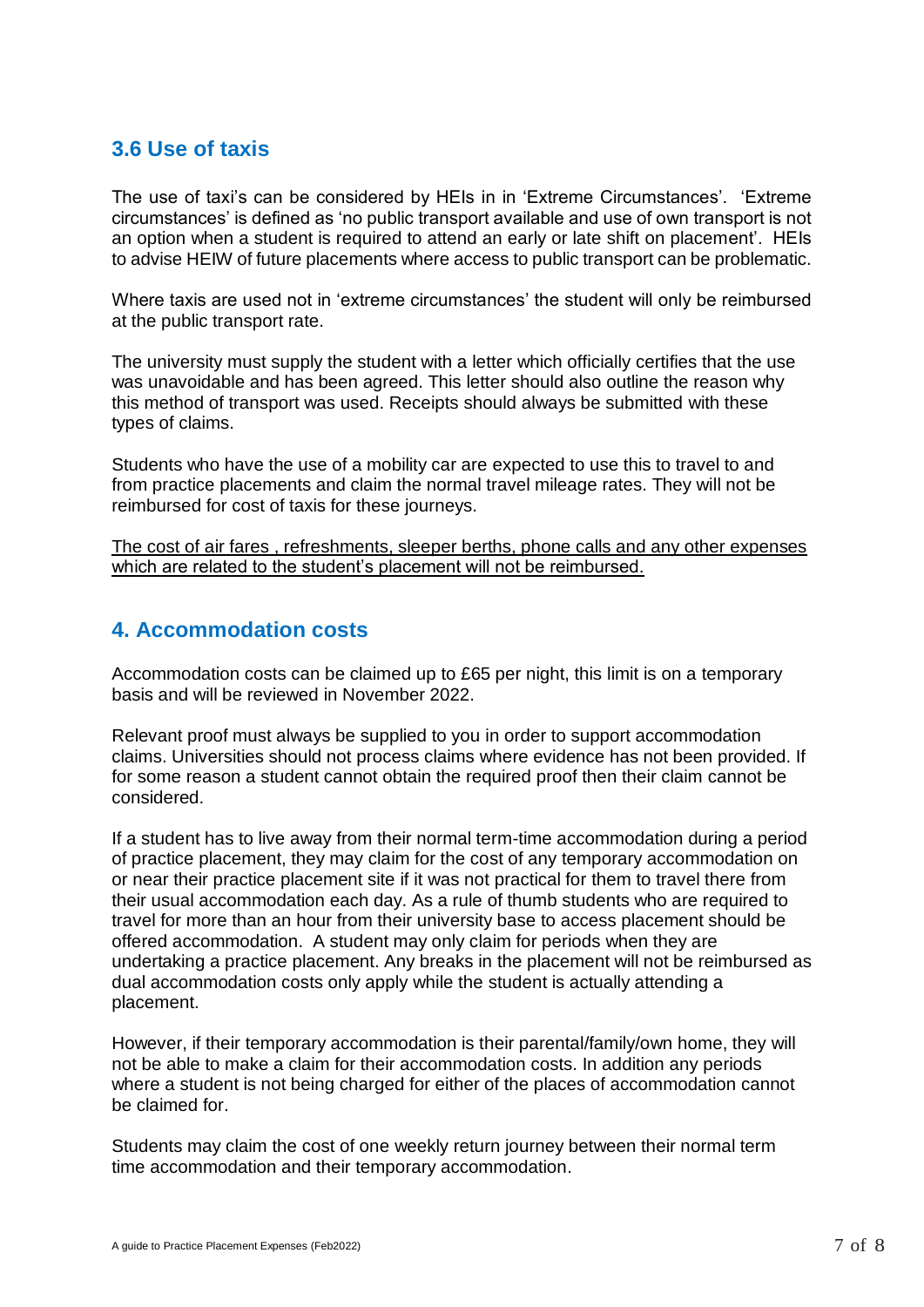### 3.6 Use of taxis

The use of taxi's can be considered by HEIs in in 'Extreme Circumstances'. 'Extreme circumstances' is defined as 'no public transport available and use of own transport is not an option when a student is required to attend an early or late shift on placement'. HEIs to advise HEIW of future placements where access to public transport can be problematic.

Where taxis are used not in 'extreme circumstances' the student will only be reimbursed at the public transport rate.

The university must supply the student with a letter which officially certifies that the use was unavoidable and has been agreed. This letter should also outline the reason why this method of transport was used. Receipts should always be submitted with these types of claims.

Students who have the use of a mobility car are expected to use this to travel to and from practice placements and claim the normal travel mileage rates. They will not be reimbursed for cost of taxis for these journeys.

<u>The cost of air fares , refreshments, sleeper berths, phone calls and any other expenses which are related to the student's placement will not be reimbursed.</u>

## 4. Accommodation costs

Accommodation costs can be claimed up to £65 per night, this limit is on a temporary basis and will be reviewed in November 2022.

Relevant proof must always be supplied to you in order to support accommodation claims. Universities should not process claims where evidence has not been provided. If for some reason a student cannot obtain the required proof then their claim cannot be considered.

If a student has to live away from their normal term-time accommodation during a period of practice placement, they may claim for the cost of any temporary accommodation on or near their practice placement site if it was not practical for them to travel there from their usual accommodation each day. As a rule of thumb students who are required to travel for more than an hour from their university base to access placement should be offered accommodation. A student may only claim for periods when they are undertaking a practice placement. Any breaks in the placement will not be reimbursed as dual accommodation costs only apply while the student is actually attending a placement.

However, if their temporary accommodation is their parental/family/own home, they will not be able to make a claim for their accommodation costs. In addition any periods where a student is not being charged for either of the places of accommodation cannot be claimed for.

Students may claim the cost of one weekly return journey between their normal term time accommodation and their temporary accommodation.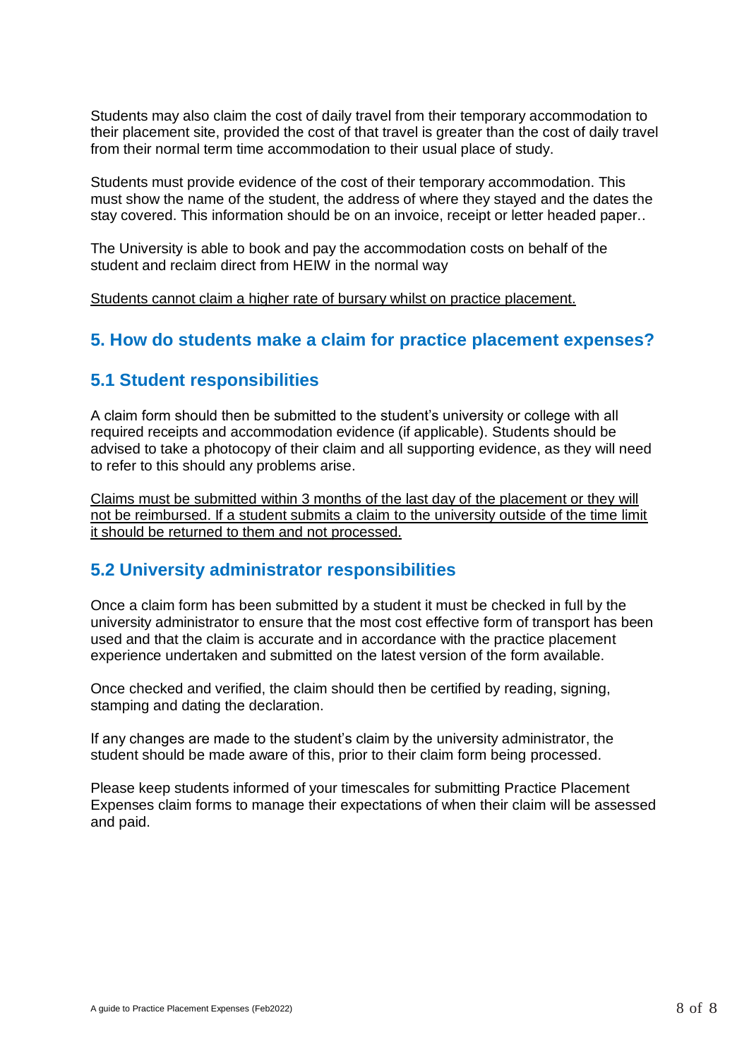Students may also claim the cost of daily travel from their temporary accommodation to their placement site, provided the cost of that travel is greater than the cost of daily travel from their normal term time accommodation to their usual place of study.

Students must provide evidence of the cost of their temporary accommodation. This must show the name of the student, the address of where they stayed and the dates the stay covered. This information should be on an invoice, receipt or letter headed paper..

The University is able to book and pay the accommodation costs on behalf of the student and reclaim direct from HEIW in the normal way

<u>Students cannot claim a higher rate of bursary whilst on practice placement.</u>

## 5. How do students make a claim for practice placement expenses?

### 5.1 Student responsibilities

A claim form should then be submitted to the student's university or college with all required receipts and accommodation evidence (if applicable). Students should be advised to take a photocopy of their claim and all supporting evidence, as they will need to refer to this should any problems arise.

<u>Claims must be submitted within 3 months of the last day of the placement or they will not be reimbursed. If a student submits a claim to the university outside of the time limit it should be returned to them and not processed.</u>

### 5.2 University administrator responsibilities

Once a claim form has been submitted by a student it must be checked in full by the university administrator to ensure that the most cost effective form of transport has been used and that the claim is accurate and in accordance with the practice placement experience undertaken and submitted on the latest version of the form available.

Once checked and verified, the claim should then be certified by reading, signing, stamping and dating the declaration.

If any changes are made to the student's claim by the university administrator, the student should be made aware of this, prior to their claim form being processed.

Please keep students informed of your timescales for submitting Practice Placement Expenses claim forms to manage their expectations of when their claim will be assessed and paid.